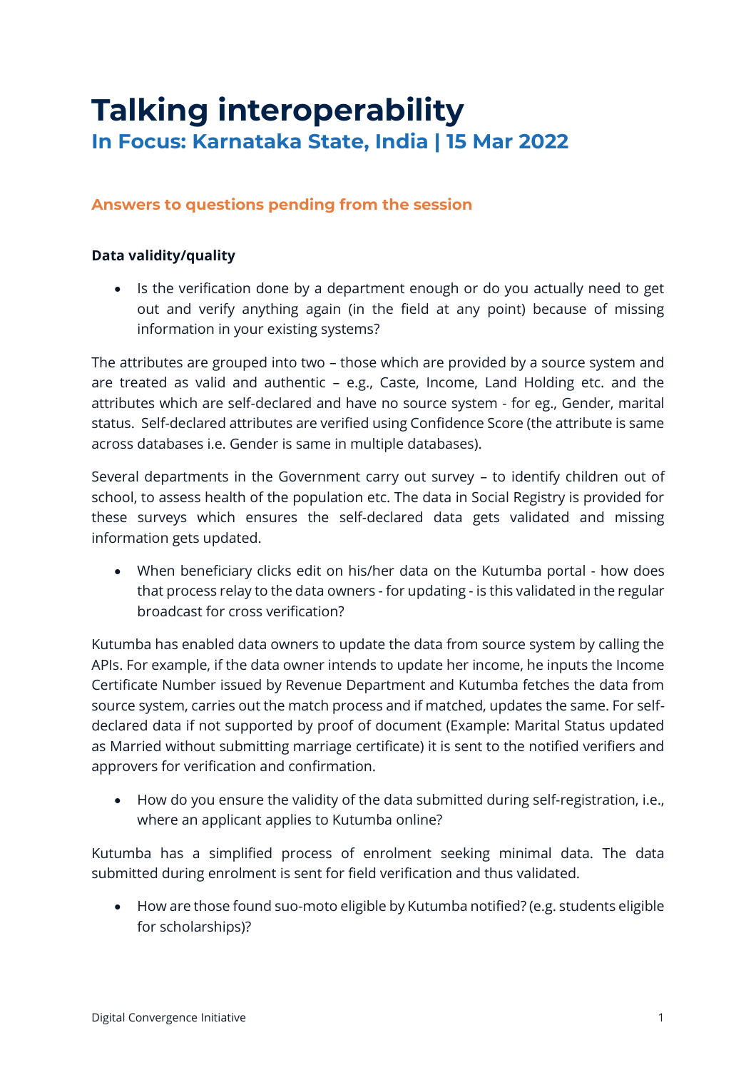# Talking interoperability

## In Focus: Karnataka State, India | 15 Mar 2022

### Answers to questions pending from the session

**Data validity/quality**

- Is the verification done by a department enough or do you actually need to get out and verify anything again (in the field at any point) because of missing information in your existing systems?

The attributes are grouped into two – those which are provided by a source system and are treated as valid and authentic – e.g., Caste, Income, Land Holding etc. and the attributes which are self-declared and have no source system - for eg., Gender, marital status. Self-declared attributes are verified using Confidence Score (the attribute is same across databases i.e. Gender is same in multiple databases).

Several departments in the Government carry out survey – to identify children out of school, to assess health of the population etc. The data in Social Registry is provided for these surveys which ensures the self-declared data gets validated and missing information gets updated.

- When beneficiary clicks edit on his/her data on the Kutumba portal - how does that process relay to the data owners - for updating - is this validated in the regular broadcast for cross verification?

Kutumba has enabled data owners to update the data from source system by calling the APIs. For example, if the data owner intends to update her income, he inputs the Income Certificate Number issued by Revenue Department and Kutumba fetches the data from source system, carries out the match process and if matched, updates the same. For self-declared data if not supported by proof of document (Example: Marital Status updated as Married without submitting marriage certificate) it is sent to the notified verifiers and approvers for verification and confirmation.

- How do you ensure the validity of the data submitted during self-registration, i.e., where an applicant applies to Kutumba online?

Kutumba has a simplified process of enrolment seeking minimal data. The data submitted during enrolment is sent for field verification and thus validated.

- How are those found suo-moto eligible by Kutumba notified? (e.g. students eligible for scholarships)?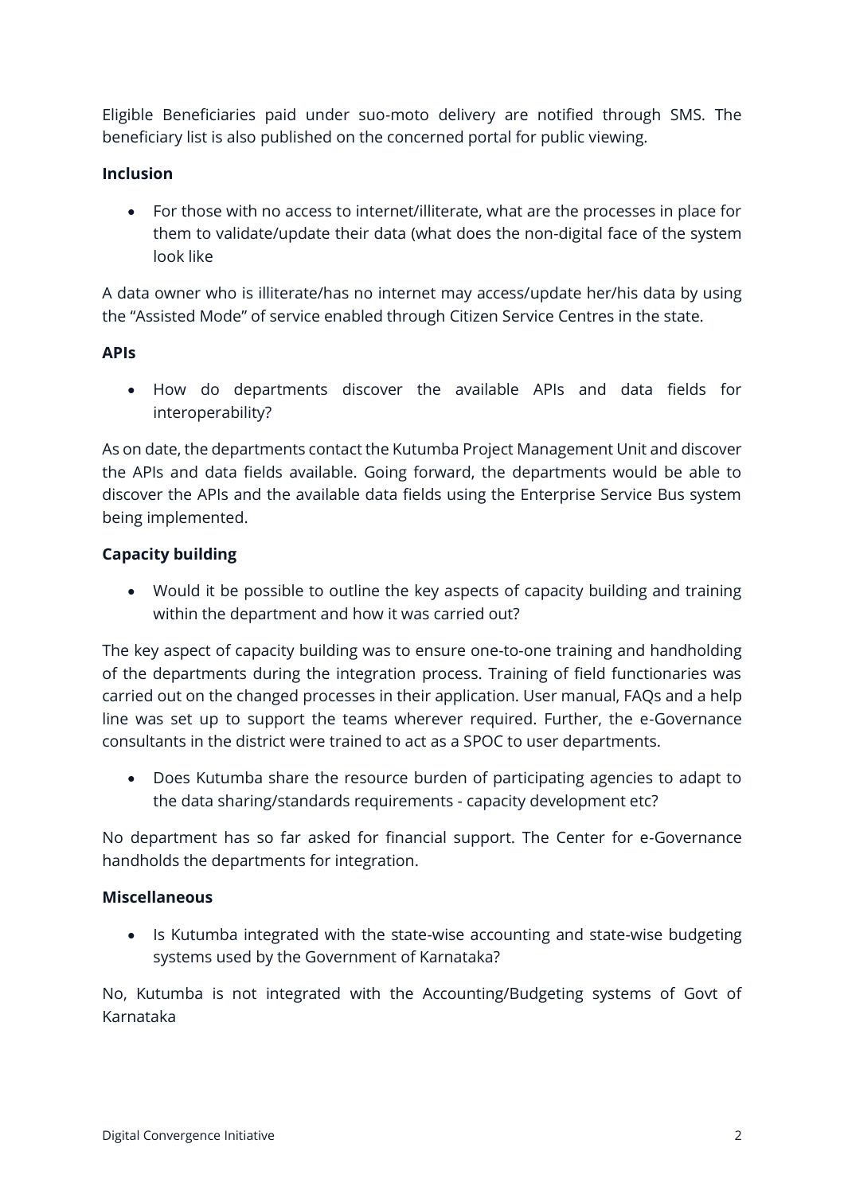Eligible Beneficiaries paid under suo-moto delivery are notified through SMS. The beneficiary list is also published on the concerned portal for public viewing.

**Inclusion**

- For those with no access to internet/illiterate, what are the processes in place for them to validate/update their data (what does the non-digital face of the system look like

A data owner who is illiterate/has no internet may access/update her/his data by using the "Assisted Mode" of service enabled through Citizen Service Centres in the state.

**APIs**

- How do departments discover the available APIs and data fields for interoperability?

As on date, the departments contact the Kutumba Project Management Unit and discover the APIs and data fields available. Going forward, the departments would be able to discover the APIs and the available data fields using the Enterprise Service Bus system being implemented.

**Capacity building**

- Would it be possible to outline the key aspects of capacity building and training within the department and how it was carried out?

The key aspect of capacity building was to ensure one-to-one training and handholding of the departments during the integration process. Training of field functionaries was carried out on the changed processes in their application. User manual, FAQs and a help line was set up to support the teams wherever required. Further, the e-Governance consultants in the district were trained to act as a SPOC to user departments.

- Does Kutumba share the resource burden of participating agencies to adapt to the data sharing/standards requirements - capacity development etc?

No department has so far asked for financial support. The Center for e-Governance handholds the departments for integration.

**Miscellaneous**

- Is Kutumba integrated with the state-wise accounting and state-wise budgeting systems used by the Government of Karnataka?

No, Kutumba is not integrated with the Accounting/Budgeting systems of Govt of Karnataka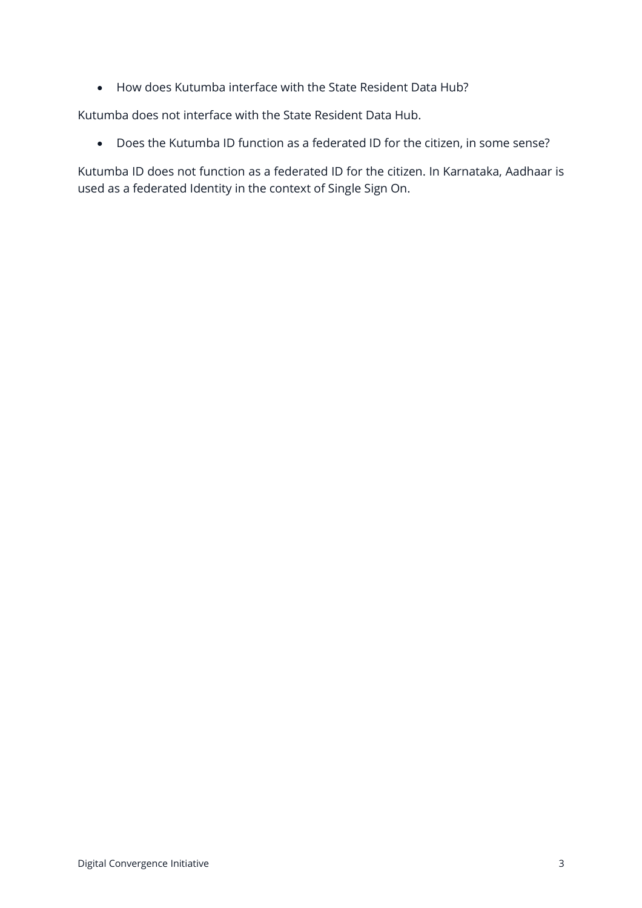- How does Kutumba interface with the State Resident Data Hub?

Kutumba does not interface with the State Resident Data Hub.

- Does the Kutumba ID function as a federated ID for the citizen, in some sense?

Kutumba ID does not function as a federated ID for the citizen. In Karnataka, Aadhaar is used as a federated Identity in the context of Single Sign On.